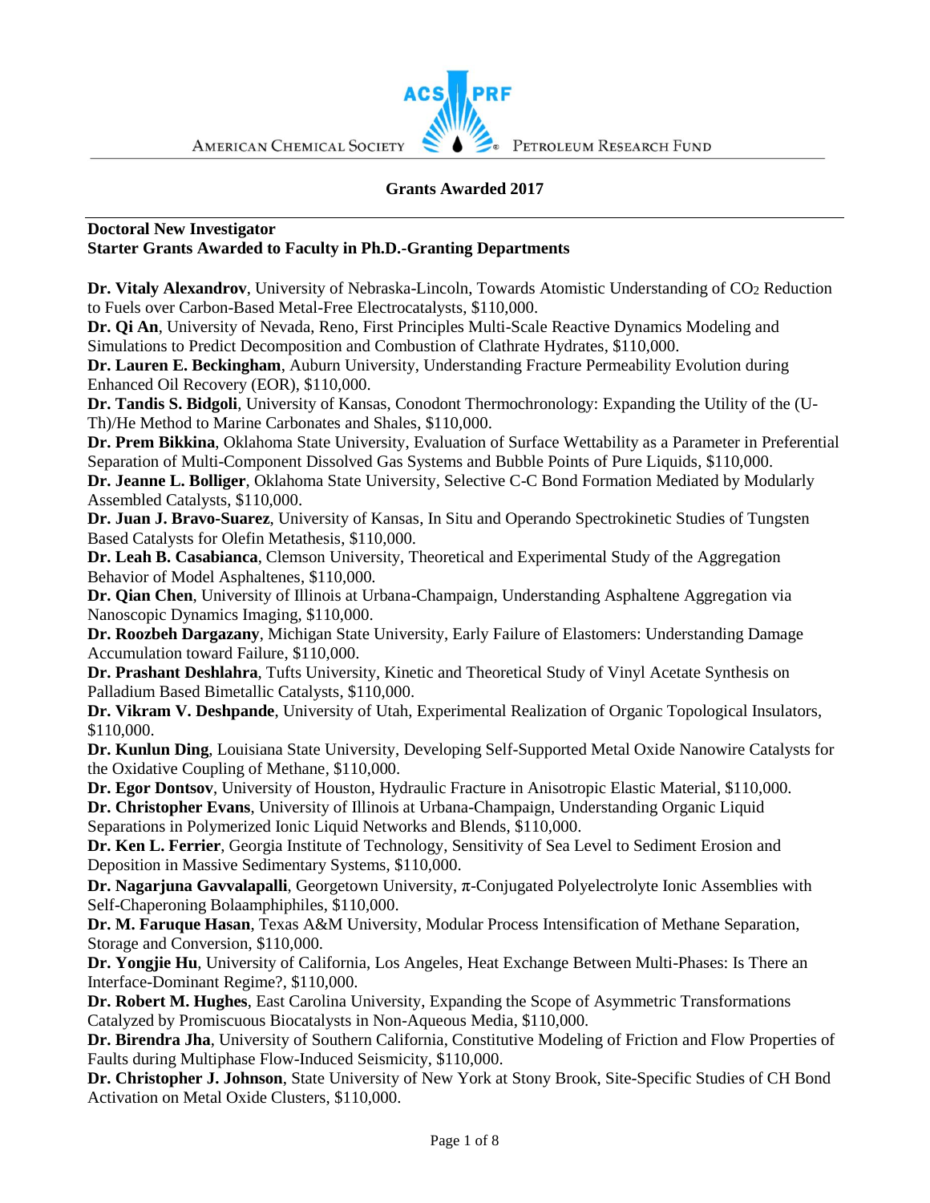AMERICAN CHEMICAL SOCIETY — ACS PRF — PETROLEUM RESEARCH FUND

# Grants Awarded 2017

## Doctoral New Investigator
## Starter Grants Awarded to Faculty in Ph.D.-Granting Departments

**Dr. Vitaly Alexandrov**, University of Nebraska-Lincoln, Towards Atomistic Understanding of $CO_2$ Reduction to Fuels over Carbon-Based Metal-Free Electrocatalysts, $110,000.

**Dr. Qi An**, University of Nevada, Reno, First Principles Multi-Scale Reactive Dynamics Modeling and Simulations to Predict Decomposition and Combustion of Clathrate Hydrates, $110,000.

**Dr. Lauren E. Beckingham**, Auburn University, Understanding Fracture Permeability Evolution during Enhanced Oil Recovery (EOR), $110,000.

**Dr. Tandis S. Bidgoli**, University of Kansas, Conodont Thermochronology: Expanding the Utility of the (U-Th)/He Method to Marine Carbonates and Shales, $110,000.

**Dr. Prem Bikkina**, Oklahoma State University, Evaluation of Surface Wettability as a Parameter in Preferential Separation of Multi-Component Dissolved Gas Systems and Bubble Points of Pure Liquids, $110,000.

**Dr. Jeanne L. Bolliger**, Oklahoma State University, Selective C-C Bond Formation Mediated by Modularly Assembled Catalysts, $110,000.

**Dr. Juan J. Bravo-Suarez**, University of Kansas, In Situ and Operando Spectrokinetic Studies of Tungsten Based Catalysts for Olefin Metathesis, $110,000.

**Dr. Leah B. Casabianca**, Clemson University, Theoretical and Experimental Study of the Aggregation Behavior of Model Asphaltenes, $110,000.

**Dr. Qian Chen**, University of Illinois at Urbana-Champaign, Understanding Asphaltene Aggregation via Nanoscopic Dynamics Imaging, $110,000.

**Dr. Roozbeh Dargazany**, Michigan State University, Early Failure of Elastomers: Understanding Damage Accumulation toward Failure, $110,000.

**Dr. Prashant Deshlahra**, Tufts University, Kinetic and Theoretical Study of Vinyl Acetate Synthesis on Palladium Based Bimetallic Catalysts, $110,000.

**Dr. Vikram V. Deshpande**, University of Utah, Experimental Realization of Organic Topological Insulators, $110,000.

**Dr. Kunlun Ding**, Louisiana State University, Developing Self-Supported Metal Oxide Nanowire Catalysts for the Oxidative Coupling of Methane, $110,000.

**Dr. Egor Dontsov**, University of Houston, Hydraulic Fracture in Anisotropic Elastic Material, $110,000.

**Dr. Christopher Evans**, University of Illinois at Urbana-Champaign, Understanding Organic Liquid Separations in Polymerized Ionic Liquid Networks and Blends, $110,000.

**Dr. Ken L. Ferrier**, Georgia Institute of Technology, Sensitivity of Sea Level to Sediment Erosion and Deposition in Massive Sedimentary Systems, $110,000.

**Dr. Nagarjuna Gavvalapalli**, Georgetown University, $\pi$-Conjugated Polyelectrolyte Ionic Assemblies with Self-Chaperoning Bolaamphiphiles, $110,000.

**Dr. M. Faruque Hasan**, Texas A&M University, Modular Process Intensification of Methane Separation, Storage and Conversion, $110,000.

**Dr. Yongjie Hu**, University of California, Los Angeles, Heat Exchange Between Multi-Phases: Is There an Interface-Dominant Regime?, $110,000.

**Dr. Robert M. Hughes**, East Carolina University, Expanding the Scope of Asymmetric Transformations Catalyzed by Promiscuous Biocatalysts in Non-Aqueous Media, $110,000.

**Dr. Birendra Jha**, University of Southern California, Constitutive Modeling of Friction and Flow Properties of Faults during Multiphase Flow-Induced Seismicity, $110,000.

**Dr. Christopher J. Johnson**, State University of New York at Stony Brook, Site-Specific Studies of CH Bond Activation on Metal Oxide Clusters, $110,000.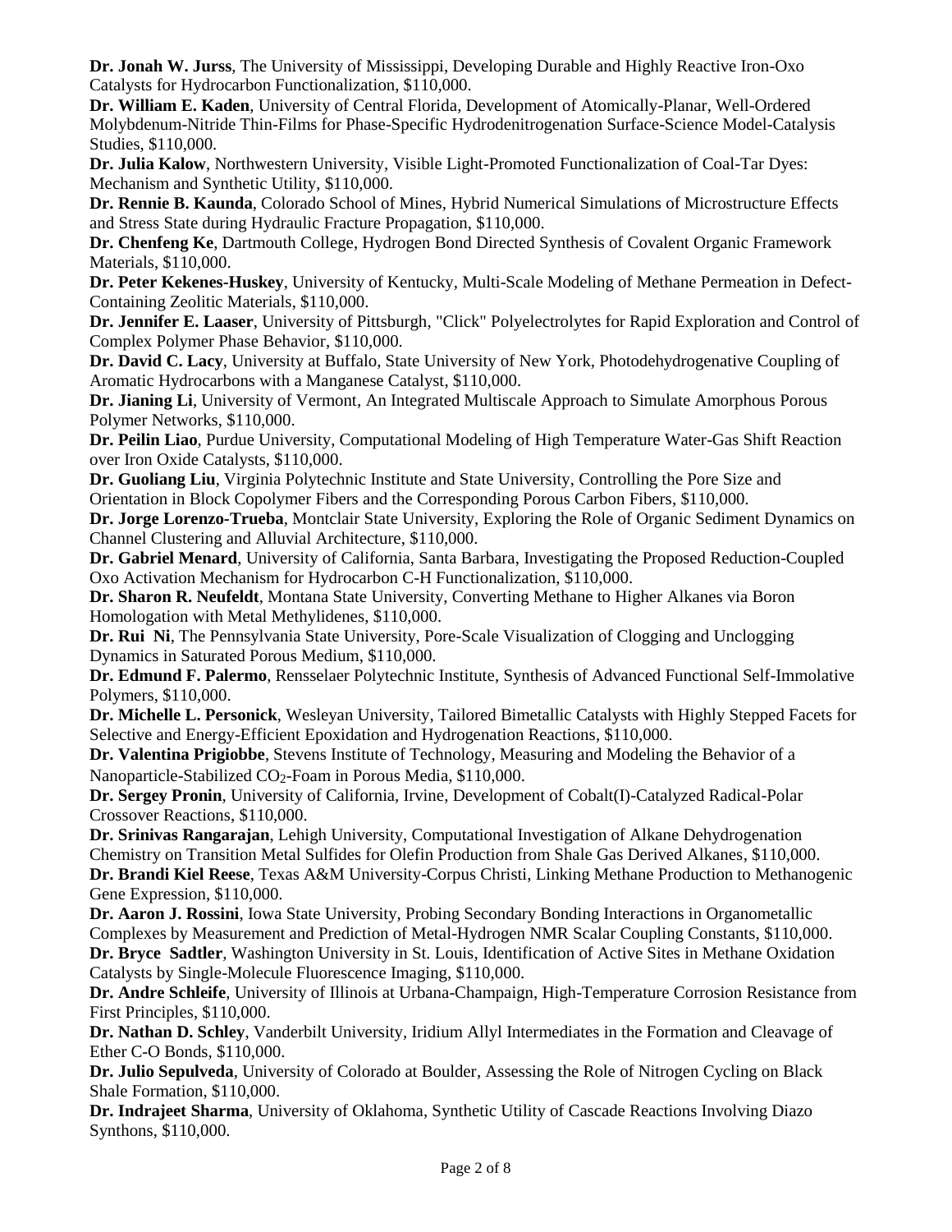**Dr. Jonah W. Jurss**, The University of Mississippi, Developing Durable and Highly Reactive Iron-Oxo Catalysts for Hydrocarbon Functionalization, $110,000.

**Dr. William E. Kaden**, University of Central Florida, Development of Atomically-Planar, Well-Ordered Molybdenum-Nitride Thin-Films for Phase-Specific Hydrodenitrogenation Surface-Science Model-Catalysis Studies, $110,000.

**Dr. Julia Kalow**, Northwestern University, Visible Light-Promoted Functionalization of Coal-Tar Dyes: Mechanism and Synthetic Utility, $110,000.

**Dr. Rennie B. Kaunda**, Colorado School of Mines, Hybrid Numerical Simulations of Microstructure Effects and Stress State during Hydraulic Fracture Propagation, $110,000.

**Dr. Chenfeng Ke**, Dartmouth College, Hydrogen Bond Directed Synthesis of Covalent Organic Framework Materials, $110,000.

**Dr. Peter Kekenes-Huskey**, University of Kentucky, Multi-Scale Modeling of Methane Permeation in Defect-Containing Zeolitic Materials, $110,000.

**Dr. Jennifer E. Laaser**, University of Pittsburgh, "Click" Polyelectrolytes for Rapid Exploration and Control of Complex Polymer Phase Behavior, $110,000.

**Dr. David C. Lacy**, University at Buffalo, State University of New York, Photodehydrogenative Coupling of Aromatic Hydrocarbons with a Manganese Catalyst, $110,000.

**Dr. Jianing Li**, University of Vermont, An Integrated Multiscale Approach to Simulate Amorphous Porous Polymer Networks, $110,000.

**Dr. Peilin Liao**, Purdue University, Computational Modeling of High Temperature Water-Gas Shift Reaction over Iron Oxide Catalysts, $110,000.

**Dr. Guoliang Liu**, Virginia Polytechnic Institute and State University, Controlling the Pore Size and Orientation in Block Copolymer Fibers and the Corresponding Porous Carbon Fibers, $110,000.

**Dr. Jorge Lorenzo-Trueba**, Montclair State University, Exploring the Role of Organic Sediment Dynamics on Channel Clustering and Alluvial Architecture, $110,000.

**Dr. Gabriel Menard**, University of California, Santa Barbara, Investigating the Proposed Reduction-Coupled Oxo Activation Mechanism for Hydrocarbon C-H Functionalization, $110,000.

**Dr. Sharon R. Neufeldt**, Montana State University, Converting Methane to Higher Alkanes via Boron Homologation with Metal Methylidenes, $110,000.

**Dr. Rui Ni**, The Pennsylvania State University, Pore-Scale Visualization of Clogging and Unclogging Dynamics in Saturated Porous Medium, $110,000.

**Dr. Edmund F. Palermo**, Rensselaer Polytechnic Institute, Synthesis of Advanced Functional Self-Immolative Polymers, $110,000.

**Dr. Michelle L. Personick**, Wesleyan University, Tailored Bimetallic Catalysts with Highly Stepped Facets for Selective and Energy-Efficient Epoxidation and Hydrogenation Reactions, $110,000.

**Dr. Valentina Prigiobbe**, Stevens Institute of Technology, Measuring and Modeling the Behavior of a Nanoparticle-Stabilized $CO_2$-Foam in Porous Media, $110,000.

**Dr. Sergey Pronin**, University of California, Irvine, Development of Cobalt(I)-Catalyzed Radical-Polar Crossover Reactions, $110,000.

**Dr. Srinivas Rangarajan**, Lehigh University, Computational Investigation of Alkane Dehydrogenation Chemistry on Transition Metal Sulfides for Olefin Production from Shale Gas Derived Alkanes, $110,000.

**Dr. Brandi Kiel Reese**, Texas A&M University-Corpus Christi, Linking Methane Production to Methanogenic Gene Expression, $110,000.

**Dr. Aaron J. Rossini**, Iowa State University, Probing Secondary Bonding Interactions in Organometallic Complexes by Measurement and Prediction of Metal-Hydrogen NMR Scalar Coupling Constants, $110,000.

**Dr. Bryce Sadtler**, Washington University in St. Louis, Identification of Active Sites in Methane Oxidation Catalysts by Single-Molecule Fluorescence Imaging, $110,000.

**Dr. Andre Schleife**, University of Illinois at Urbana-Champaign, High-Temperature Corrosion Resistance from First Principles, $110,000.

**Dr. Nathan D. Schley**, Vanderbilt University, Iridium Allyl Intermediates in the Formation and Cleavage of Ether C-O Bonds, $110,000.

**Dr. Julio Sepulveda**, University of Colorado at Boulder, Assessing the Role of Nitrogen Cycling on Black Shale Formation, $110,000.

**Dr. Indrajeet Sharma**, University of Oklahoma, Synthetic Utility of Cascade Reactions Involving Diazo Synthons, $110,000.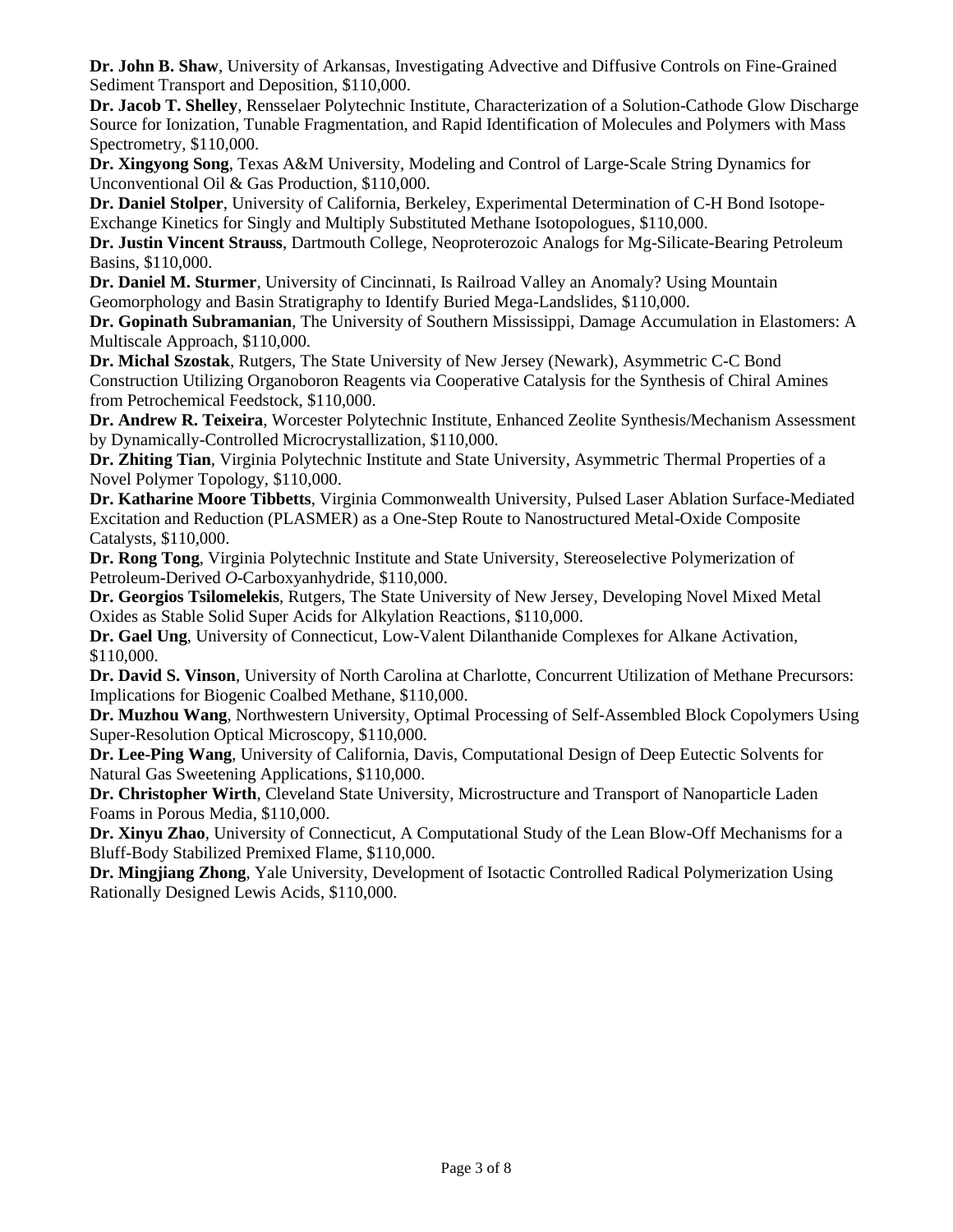**Dr. John B. Shaw**, University of Arkansas, Investigating Advective and Diffusive Controls on Fine-Grained Sediment Transport and Deposition, $110,000.

**Dr. Jacob T. Shelley**, Rensselaer Polytechnic Institute, Characterization of a Solution-Cathode Glow Discharge Source for Ionization, Tunable Fragmentation, and Rapid Identification of Molecules and Polymers with Mass Spectrometry, $110,000.

**Dr. Xingyong Song**, Texas A&M University, Modeling and Control of Large-Scale String Dynamics for Unconventional Oil & Gas Production, $110,000.

**Dr. Daniel Stolper**, University of California, Berkeley, Experimental Determination of C-H Bond Isotope-Exchange Kinetics for Singly and Multiply Substituted Methane Isotopologues, $110,000.

**Dr. Justin Vincent Strauss**, Dartmouth College, Neoproterozoic Analogs for Mg-Silicate-Bearing Petroleum Basins, $110,000.

**Dr. Daniel M. Sturmer**, University of Cincinnati, Is Railroad Valley an Anomaly? Using Mountain Geomorphology and Basin Stratigraphy to Identify Buried Mega-Landslides, $110,000.

**Dr. Gopinath Subramanian**, The University of Southern Mississippi, Damage Accumulation in Elastomers: A Multiscale Approach, $110,000.

**Dr. Michal Szostak**, Rutgers, The State University of New Jersey (Newark), Asymmetric C-C Bond Construction Utilizing Organoboron Reagents via Cooperative Catalysis for the Synthesis of Chiral Amines from Petrochemical Feedstock, $110,000.

**Dr. Andrew R. Teixeira**, Worcester Polytechnic Institute, Enhanced Zeolite Synthesis/Mechanism Assessment by Dynamically-Controlled Microcrystallization, $110,000.

**Dr. Zhiting Tian**, Virginia Polytechnic Institute and State University, Asymmetric Thermal Properties of a Novel Polymer Topology, $110,000.

**Dr. Katharine Moore Tibbetts**, Virginia Commonwealth University, Pulsed Laser Ablation Surface-Mediated Excitation and Reduction (PLASMER) as a One-Step Route to Nanostructured Metal-Oxide Composite Catalysts, $110,000.

**Dr. Rong Tong**, Virginia Polytechnic Institute and State University, Stereoselective Polymerization of Petroleum-Derived *O*-Carboxyanhydride, $110,000.

**Dr. Georgios Tsilomelekis**, Rutgers, The State University of New Jersey, Developing Novel Mixed Metal Oxides as Stable Solid Super Acids for Alkylation Reactions, $110,000.

**Dr. Gael Ung**, University of Connecticut, Low-Valent Dilanthanide Complexes for Alkane Activation, $110,000.

**Dr. David S. Vinson**, University of North Carolina at Charlotte, Concurrent Utilization of Methane Precursors: Implications for Biogenic Coalbed Methane, $110,000.

**Dr. Muzhou Wang**, Northwestern University, Optimal Processing of Self-Assembled Block Copolymers Using Super-Resolution Optical Microscopy, $110,000.

**Dr. Lee-Ping Wang**, University of California, Davis, Computational Design of Deep Eutectic Solvents for Natural Gas Sweetening Applications, $110,000.

**Dr. Christopher Wirth**, Cleveland State University, Microstructure and Transport of Nanoparticle Laden Foams in Porous Media, $110,000.

**Dr. Xinyu Zhao**, University of Connecticut, A Computational Study of the Lean Blow-Off Mechanisms for a Bluff-Body Stabilized Premixed Flame, $110,000.

**Dr. Mingjiang Zhong**, Yale University, Development of Isotactic Controlled Radical Polymerization Using Rationally Designed Lewis Acids, $110,000.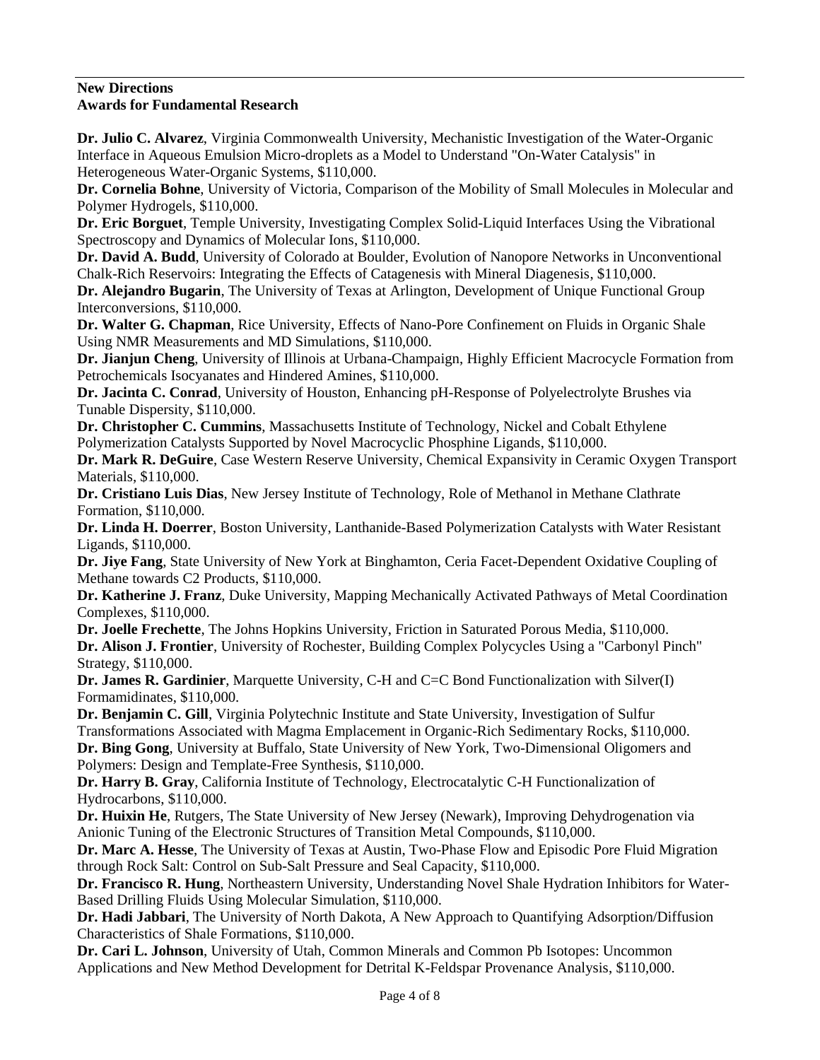**New Directions**
**Awards for Fundamental Research**

**Dr. Julio C. Alvarez**, Virginia Commonwealth University, Mechanistic Investigation of the Water-Organic Interface in Aqueous Emulsion Micro-droplets as a Model to Understand "On-Water Catalysis" in Heterogeneous Water-Organic Systems, $110,000.

**Dr. Cornelia Bohne**, University of Victoria, Comparison of the Mobility of Small Molecules in Molecular and Polymer Hydrogels, $110,000.

**Dr. Eric Borguet**, Temple University, Investigating Complex Solid-Liquid Interfaces Using the Vibrational Spectroscopy and Dynamics of Molecular Ions, $110,000.

**Dr. David A. Budd**, University of Colorado at Boulder, Evolution of Nanopore Networks in Unconventional Chalk-Rich Reservoirs: Integrating the Effects of Catagenesis with Mineral Diagenesis, $110,000.

**Dr. Alejandro Bugarin**, The University of Texas at Arlington, Development of Unique Functional Group Interconversions, $110,000.

**Dr. Walter G. Chapman**, Rice University, Effects of Nano-Pore Confinement on Fluids in Organic Shale Using NMR Measurements and MD Simulations, $110,000.

**Dr. Jianjun Cheng**, University of Illinois at Urbana-Champaign, Highly Efficient Macrocycle Formation from Petrochemicals Isocyanates and Hindered Amines, $110,000.

**Dr. Jacinta C. Conrad**, University of Houston, Enhancing pH-Response of Polyelectrolyte Brushes via Tunable Dispersity, $110,000.

**Dr. Christopher C. Cummins**, Massachusetts Institute of Technology, Nickel and Cobalt Ethylene Polymerization Catalysts Supported by Novel Macrocyclic Phosphine Ligands, $110,000.

**Dr. Mark R. DeGuire**, Case Western Reserve University, Chemical Expansivity in Ceramic Oxygen Transport Materials, $110,000.

**Dr. Cristiano Luis Dias**, New Jersey Institute of Technology, Role of Methanol in Methane Clathrate Formation, $110,000.

**Dr. Linda H. Doerrer**, Boston University, Lanthanide-Based Polymerization Catalysts with Water Resistant Ligands, $110,000.

**Dr. Jiye Fang**, State University of New York at Binghamton, Ceria Facet-Dependent Oxidative Coupling of Methane towards C2 Products, $110,000.

**Dr. Katherine J. Franz**, Duke University, Mapping Mechanically Activated Pathways of Metal Coordination Complexes, $110,000.

**Dr. Joelle Frechette**, The Johns Hopkins University, Friction in Saturated Porous Media, $110,000.

**Dr. Alison J. Frontier**, University of Rochester, Building Complex Polycycles Using a "Carbonyl Pinch" Strategy, $110,000.

**Dr. James R. Gardinier**, Marquette University, C-H and C=C Bond Functionalization with Silver(I) Formamidinates, $110,000.

**Dr. Benjamin C. Gill**, Virginia Polytechnic Institute and State University, Investigation of Sulfur Transformations Associated with Magma Emplacement in Organic-Rich Sedimentary Rocks, $110,000.

**Dr. Bing Gong**, University at Buffalo, State University of New York, Two-Dimensional Oligomers and Polymers: Design and Template-Free Synthesis, $110,000.

**Dr. Harry B. Gray**, California Institute of Technology, Electrocatalytic C-H Functionalization of Hydrocarbons, $110,000.

**Dr. Huixin He**, Rutgers, The State University of New Jersey (Newark), Improving Dehydrogenation via Anionic Tuning of the Electronic Structures of Transition Metal Compounds, $110,000.

**Dr. Marc A. Hesse**, The University of Texas at Austin, Two-Phase Flow and Episodic Pore Fluid Migration through Rock Salt: Control on Sub-Salt Pressure and Seal Capacity, $110,000.

**Dr. Francisco R. Hung**, Northeastern University, Understanding Novel Shale Hydration Inhibitors for Water-Based Drilling Fluids Using Molecular Simulation, $110,000.

**Dr. Hadi Jabbari**, The University of North Dakota, A New Approach to Quantifying Adsorption/Diffusion Characteristics of Shale Formations, $110,000.

**Dr. Cari L. Johnson**, University of Utah, Common Minerals and Common Pb Isotopes: Uncommon Applications and New Method Development for Detrital K-Feldspar Provenance Analysis, $110,000.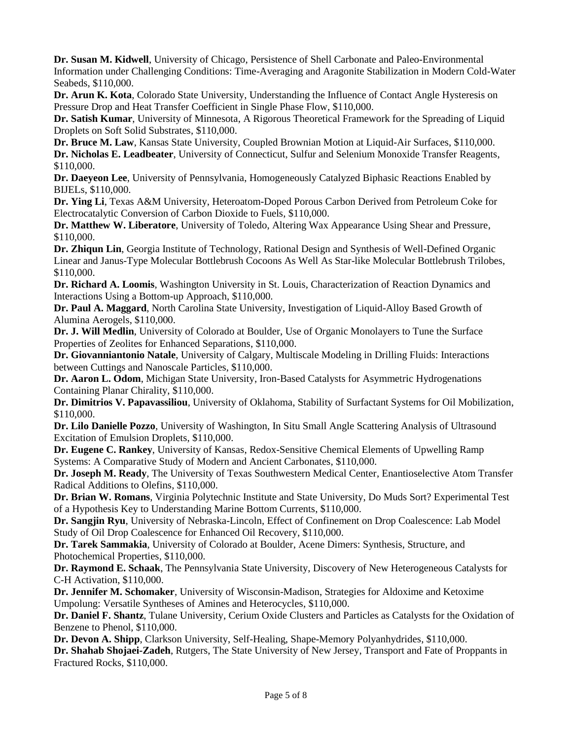**Dr. Susan M. Kidwell**, University of Chicago, Persistence of Shell Carbonate and Paleo-Environmental Information under Challenging Conditions: Time-Averaging and Aragonite Stabilization in Modern Cold-Water Seabeds, $110,000.

**Dr. Arun K. Kota**, Colorado State University, Understanding the Influence of Contact Angle Hysteresis on Pressure Drop and Heat Transfer Coefficient in Single Phase Flow, $110,000.

**Dr. Satish Kumar**, University of Minnesota, A Rigorous Theoretical Framework for the Spreading of Liquid Droplets on Soft Solid Substrates, $110,000.

**Dr. Bruce M. Law**, Kansas State University, Coupled Brownian Motion at Liquid-Air Surfaces, $110,000.

**Dr. Nicholas E. Leadbeater**, University of Connecticut, Sulfur and Selenium Monoxide Transfer Reagents, $110,000.

**Dr. Daeyeon Lee**, University of Pennsylvania, Homogeneously Catalyzed Biphasic Reactions Enabled by BIJELs, $110,000.

**Dr. Ying Li**, Texas A&M University, Heteroatom-Doped Porous Carbon Derived from Petroleum Coke for Electrocatalytic Conversion of Carbon Dioxide to Fuels, $110,000.

**Dr. Matthew W. Liberatore**, University of Toledo, Altering Wax Appearance Using Shear and Pressure, $110,000.

**Dr. Zhiqun Lin**, Georgia Institute of Technology, Rational Design and Synthesis of Well-Defined Organic Linear and Janus-Type Molecular Bottlebrush Cocoons As Well As Star-like Molecular Bottlebrush Trilobes, $110,000.

**Dr. Richard A. Loomis**, Washington University in St. Louis, Characterization of Reaction Dynamics and Interactions Using a Bottom-up Approach, $110,000.

**Dr. Paul A. Maggard**, North Carolina State University, Investigation of Liquid-Alloy Based Growth of Alumina Aerogels, $110,000.

**Dr. J. Will Medlin**, University of Colorado at Boulder, Use of Organic Monolayers to Tune the Surface Properties of Zeolites for Enhanced Separations, $110,000.

**Dr. Giovanniantonio Natale**, University of Calgary, Multiscale Modeling in Drilling Fluids: Interactions between Cuttings and Nanoscale Particles, $110,000.

**Dr. Aaron L. Odom**, Michigan State University, Iron-Based Catalysts for Asymmetric Hydrogenations Containing Planar Chirality, $110,000.

**Dr. Dimitrios V. Papavassiliou**, University of Oklahoma, Stability of Surfactant Systems for Oil Mobilization, $110,000.

**Dr. Lilo Danielle Pozzo**, University of Washington, In Situ Small Angle Scattering Analysis of Ultrasound Excitation of Emulsion Droplets, $110,000.

**Dr. Eugene C. Rankey**, University of Kansas, Redox-Sensitive Chemical Elements of Upwelling Ramp Systems: A Comparative Study of Modern and Ancient Carbonates, $110,000.

**Dr. Joseph M. Ready**, The University of Texas Southwestern Medical Center, Enantioselective Atom Transfer Radical Additions to Olefins, $110,000.

**Dr. Brian W. Romans**, Virginia Polytechnic Institute and State University, Do Muds Sort? Experimental Test of a Hypothesis Key to Understanding Marine Bottom Currents, $110,000.

**Dr. Sangjin Ryu**, University of Nebraska-Lincoln, Effect of Confinement on Drop Coalescence: Lab Model Study of Oil Drop Coalescence for Enhanced Oil Recovery, $110,000.

**Dr. Tarek Sammakia**, University of Colorado at Boulder, Acene Dimers: Synthesis, Structure, and Photochemical Properties, $110,000.

**Dr. Raymond E. Schaak**, The Pennsylvania State University, Discovery of New Heterogeneous Catalysts for C-H Activation, $110,000.

**Dr. Jennifer M. Schomaker**, University of Wisconsin-Madison, Strategies for Aldoxime and Ketoxime Umpolung: Versatile Syntheses of Amines and Heterocycles, $110,000.

**Dr. Daniel F. Shantz**, Tulane University, Cerium Oxide Clusters and Particles as Catalysts for the Oxidation of Benzene to Phenol, $110,000.

**Dr. Devon A. Shipp**, Clarkson University, Self-Healing, Shape-Memory Polyanhydrides, $110,000.

**Dr. Shahab Shojaei-Zadeh**, Rutgers, The State University of New Jersey, Transport and Fate of Proppants in Fractured Rocks, $110,000.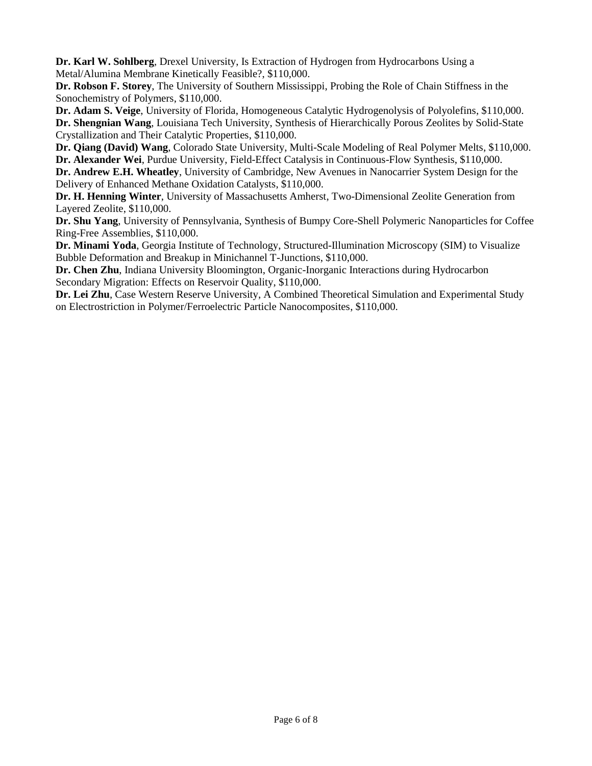**Dr. Karl W. Sohlberg**, Drexel University, Is Extraction of Hydrogen from Hydrocarbons Using a Metal/Alumina Membrane Kinetically Feasible?, $110,000.

**Dr. Robson F. Storey**, The University of Southern Mississippi, Probing the Role of Chain Stiffness in the Sonochemistry of Polymers, $110,000.

**Dr. Adam S. Veige**, University of Florida, Homogeneous Catalytic Hydrogenolysis of Polyolefins, $110,000.

**Dr. Shengnian Wang**, Louisiana Tech University, Synthesis of Hierarchically Porous Zeolites by Solid-State Crystallization and Their Catalytic Properties, $110,000.

**Dr. Qiang (David) Wang**, Colorado State University, Multi-Scale Modeling of Real Polymer Melts, $110,000.

**Dr. Alexander Wei**, Purdue University, Field-Effect Catalysis in Continuous-Flow Synthesis, $110,000.

**Dr. Andrew E.H. Wheatley**, University of Cambridge, New Avenues in Nanocarrier System Design for the Delivery of Enhanced Methane Oxidation Catalysts, $110,000.

**Dr. H. Henning Winter**, University of Massachusetts Amherst, Two-Dimensional Zeolite Generation from Layered Zeolite, $110,000.

**Dr. Shu Yang**, University of Pennsylvania, Synthesis of Bumpy Core-Shell Polymeric Nanoparticles for Coffee Ring-Free Assemblies, $110,000.

**Dr. Minami Yoda**, Georgia Institute of Technology, Structured-Illumination Microscopy (SIM) to Visualize Bubble Deformation and Breakup in Minichannel T-Junctions, $110,000.

**Dr. Chen Zhu**, Indiana University Bloomington, Organic-Inorganic Interactions during Hydrocarbon Secondary Migration: Effects on Reservoir Quality, $110,000.

**Dr. Lei Zhu**, Case Western Reserve University, A Combined Theoretical Simulation and Experimental Study on Electrostriction in Polymer/Ferroelectric Particle Nanocomposites, $110,000.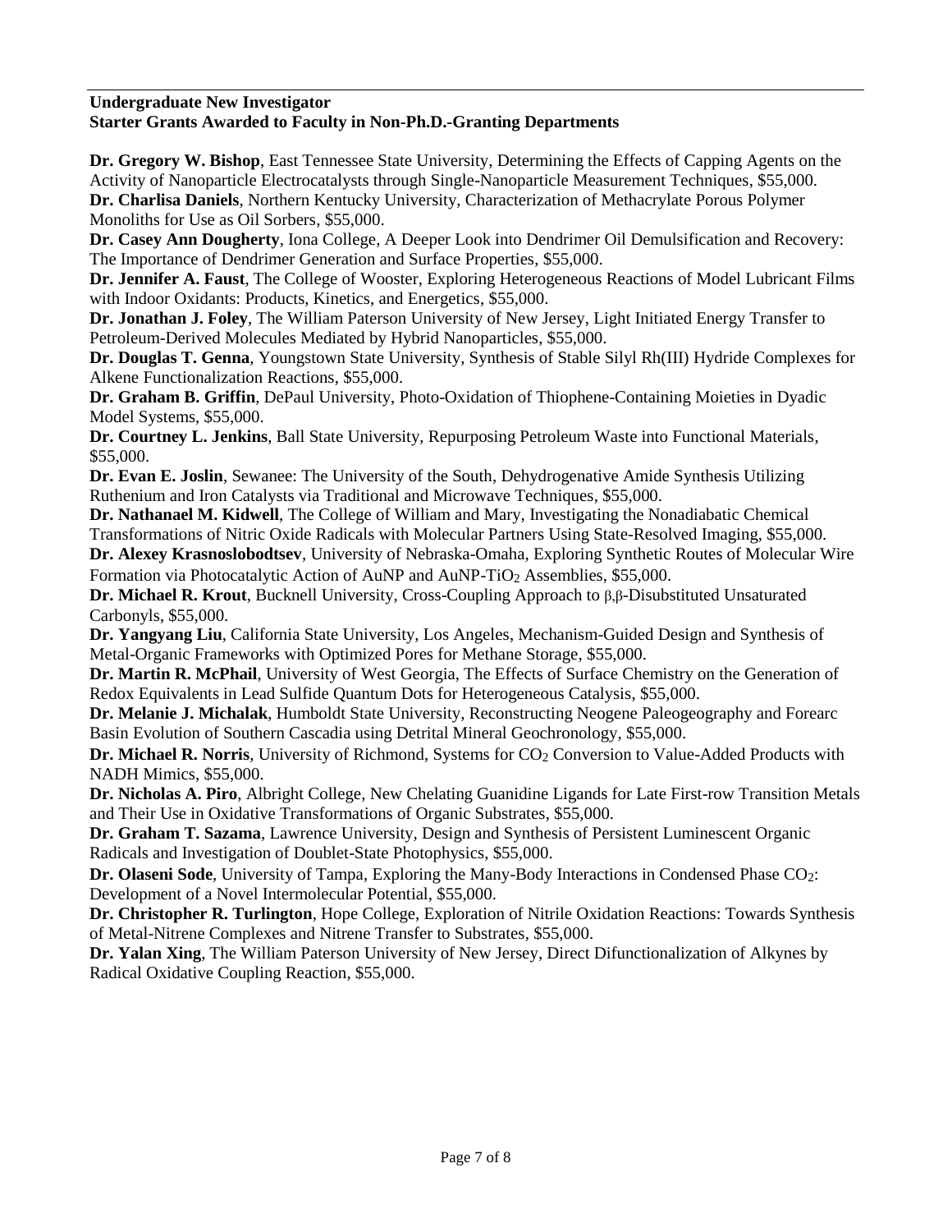**Undergraduate New Investigator**
**Starter Grants Awarded to Faculty in Non-Ph.D.-Granting Departments**

**Dr. Gregory W. Bishop**, East Tennessee State University, Determining the Effects of Capping Agents on the Activity of Nanoparticle Electrocatalysts through Single-Nanoparticle Measurement Techniques, $55,000.

**Dr. Charlisa Daniels**, Northern Kentucky University, Characterization of Methacrylate Porous Polymer Monoliths for Use as Oil Sorbers, $55,000.

**Dr. Casey Ann Dougherty**, Iona College, A Deeper Look into Dendrimer Oil Demulsification and Recovery: The Importance of Dendrimer Generation and Surface Properties, $55,000.

**Dr. Jennifer A. Faust**, The College of Wooster, Exploring Heterogeneous Reactions of Model Lubricant Films with Indoor Oxidants: Products, Kinetics, and Energetics, $55,000.

**Dr. Jonathan J. Foley**, The William Paterson University of New Jersey, Light Initiated Energy Transfer to Petroleum-Derived Molecules Mediated by Hybrid Nanoparticles, $55,000.

**Dr. Douglas T. Genna**, Youngstown State University, Synthesis of Stable Silyl Rh(III) Hydride Complexes for Alkene Functionalization Reactions, $55,000.

**Dr. Graham B. Griffin**, DePaul University, Photo-Oxidation of Thiophene-Containing Moieties in Dyadic Model Systems, $55,000.

**Dr. Courtney L. Jenkins**, Ball State University, Repurposing Petroleum Waste into Functional Materials, $55,000.

**Dr. Evan E. Joslin**, Sewanee: The University of the South, Dehydrogenative Amide Synthesis Utilizing Ruthenium and Iron Catalysts via Traditional and Microwave Techniques, $55,000.

**Dr. Nathanael M. Kidwell**, The College of William and Mary, Investigating the Nonadiabatic Chemical Transformations of Nitric Oxide Radicals with Molecular Partners Using State-Resolved Imaging, $55,000.

**Dr. Alexey Krasnoslobodtsev**, University of Nebraska-Omaha, Exploring Synthetic Routes of Molecular Wire Formation via Photocatalytic Action of AuNP and AuNP-$TiO_2$ Assemblies, $55,000.

**Dr. Michael R. Krout**, Bucknell University, Cross-Coupling Approach to β,β-Disubstituted Unsaturated Carbonyls, $55,000.

**Dr. Yangyang Liu**, California State University, Los Angeles, Mechanism-Guided Design and Synthesis of Metal-Organic Frameworks with Optimized Pores for Methane Storage, $55,000.

**Dr. Martin R. McPhail**, University of West Georgia, The Effects of Surface Chemistry on the Generation of Redox Equivalents in Lead Sulfide Quantum Dots for Heterogeneous Catalysis, $55,000.

**Dr. Melanie J. Michalak**, Humboldt State University, Reconstructing Neogene Paleogeography and Forearc Basin Evolution of Southern Cascadia using Detrital Mineral Geochronology, $55,000.

**Dr. Michael R. Norris**, University of Richmond, Systems for $CO_2$ Conversion to Value-Added Products with NADH Mimics, $55,000.

**Dr. Nicholas A. Piro**, Albright College, New Chelating Guanidine Ligands for Late First-row Transition Metals and Their Use in Oxidative Transformations of Organic Substrates, $55,000.

**Dr. Graham T. Sazama**, Lawrence University, Design and Synthesis of Persistent Luminescent Organic Radicals and Investigation of Doublet-State Photophysics, $55,000.

**Dr. Olaseni Sode**, University of Tampa, Exploring the Many-Body Interactions in Condensed Phase $CO_2$: Development of a Novel Intermolecular Potential, $55,000.

**Dr. Christopher R. Turlington**, Hope College, Exploration of Nitrile Oxidation Reactions: Towards Synthesis of Metal-Nitrene Complexes and Nitrene Transfer to Substrates, $55,000.

**Dr. Yalan Xing**, The William Paterson University of New Jersey, Direct Difunctionalization of Alkynes by Radical Oxidative Coupling Reaction, $55,000.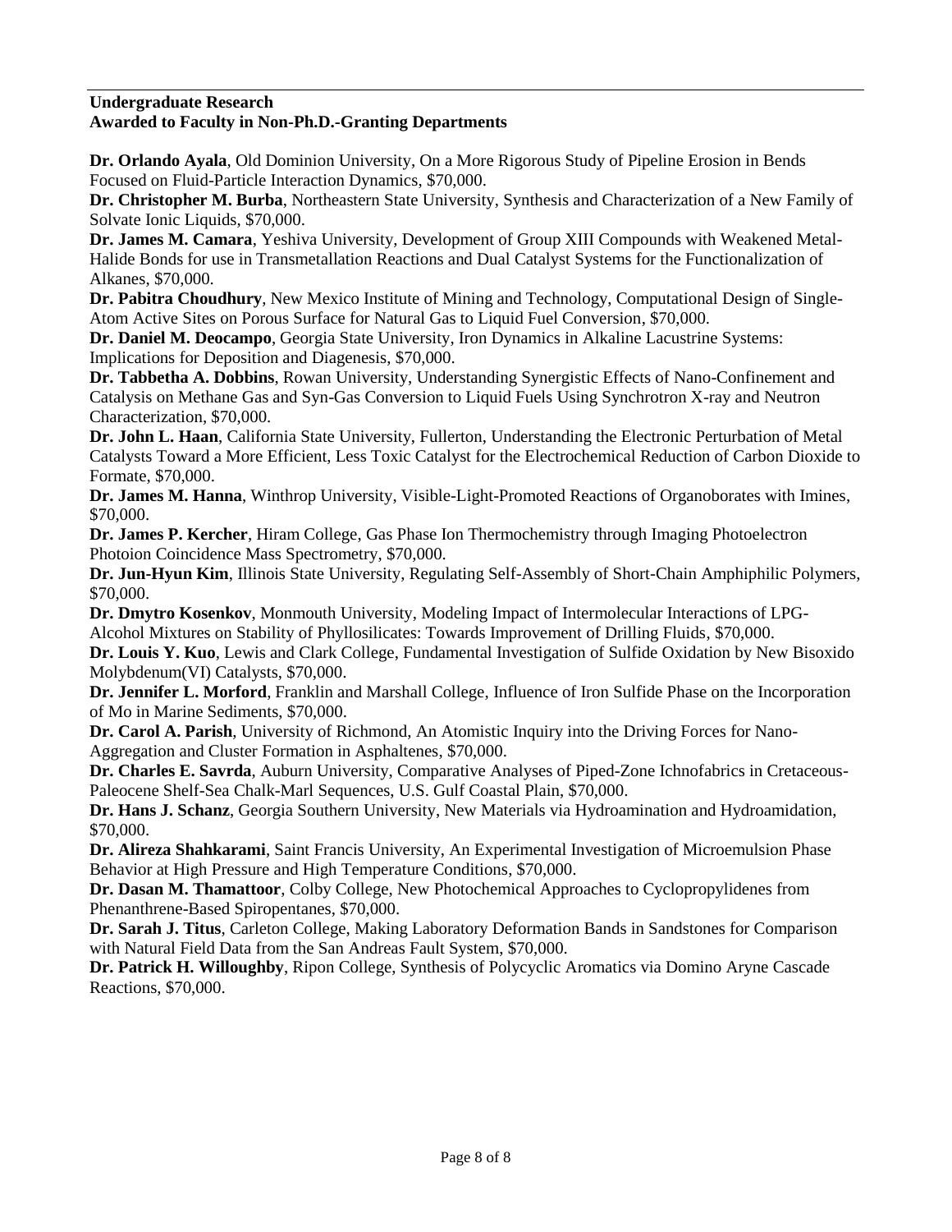**Undergraduate Research**
**Awarded to Faculty in Non-Ph.D.-Granting Departments**

**Dr. Orlando Ayala**, Old Dominion University, On a More Rigorous Study of Pipeline Erosion in Bends Focused on Fluid-Particle Interaction Dynamics, $70,000.
**Dr. Christopher M. Burba**, Northeastern State University, Synthesis and Characterization of a New Family of Solvate Ionic Liquids, $70,000.
**Dr. James M. Camara**, Yeshiva University, Development of Group XIII Compounds with Weakened Metal-Halide Bonds for use in Transmetallation Reactions and Dual Catalyst Systems for the Functionalization of Alkanes, $70,000.
**Dr. Pabitra Choudhury**, New Mexico Institute of Mining and Technology, Computational Design of Single-Atom Active Sites on Porous Surface for Natural Gas to Liquid Fuel Conversion, $70,000.
**Dr. Daniel M. Deocampo**, Georgia State University, Iron Dynamics in Alkaline Lacustrine Systems: Implications for Deposition and Diagenesis, $70,000.
**Dr. Tabbetha A. Dobbins**, Rowan University, Understanding Synergistic Effects of Nano-Confinement and Catalysis on Methane Gas and Syn-Gas Conversion to Liquid Fuels Using Synchrotron X-ray and Neutron Characterization, $70,000.
**Dr. John L. Haan**, California State University, Fullerton, Understanding the Electronic Perturbation of Metal Catalysts Toward a More Efficient, Less Toxic Catalyst for the Electrochemical Reduction of Carbon Dioxide to Formate, $70,000.
**Dr. James M. Hanna**, Winthrop University, Visible-Light-Promoted Reactions of Organoborates with Imines, $70,000.
**Dr. James P. Kercher**, Hiram College, Gas Phase Ion Thermochemistry through Imaging Photoelectron Photoion Coincidence Mass Spectrometry, $70,000.
**Dr. Jun-Hyun Kim**, Illinois State University, Regulating Self-Assembly of Short-Chain Amphiphilic Polymers, $70,000.
**Dr. Dmytro Kosenkov**, Monmouth University, Modeling Impact of Intermolecular Interactions of LPG-Alcohol Mixtures on Stability of Phyllosilicates: Towards Improvement of Drilling Fluids, $70,000.
**Dr. Louis Y. Kuo**, Lewis and Clark College, Fundamental Investigation of Sulfide Oxidation by New Bisoxido Molybdenum(VI) Catalysts, $70,000.
**Dr. Jennifer L. Morford**, Franklin and Marshall College, Influence of Iron Sulfide Phase on the Incorporation of Mo in Marine Sediments, $70,000.
**Dr. Carol A. Parish**, University of Richmond, An Atomistic Inquiry into the Driving Forces for Nano-Aggregation and Cluster Formation in Asphaltenes, $70,000.
**Dr. Charles E. Savrda**, Auburn University, Comparative Analyses of Piped-Zone Ichnofabrics in Cretaceous-Paleocene Shelf-Sea Chalk-Marl Sequences, U.S. Gulf Coastal Plain, $70,000.
**Dr. Hans J. Schanz**, Georgia Southern University, New Materials via Hydroamination and Hydroamidation, $70,000.
**Dr. Alireza Shahkarami**, Saint Francis University, An Experimental Investigation of Microemulsion Phase Behavior at High Pressure and High Temperature Conditions, $70,000.
**Dr. Dasan M. Thamattoor**, Colby College, New Photochemical Approaches to Cyclopropylidenes from Phenanthrene-Based Spiropentanes, $70,000.
**Dr. Sarah J. Titus**, Carleton College, Making Laboratory Deformation Bands in Sandstones for Comparison with Natural Field Data from the San Andreas Fault System, $70,000.
**Dr. Patrick H. Willoughby**, Ripon College, Synthesis of Polycyclic Aromatics via Domino Aryne Cascade Reactions, $70,000.